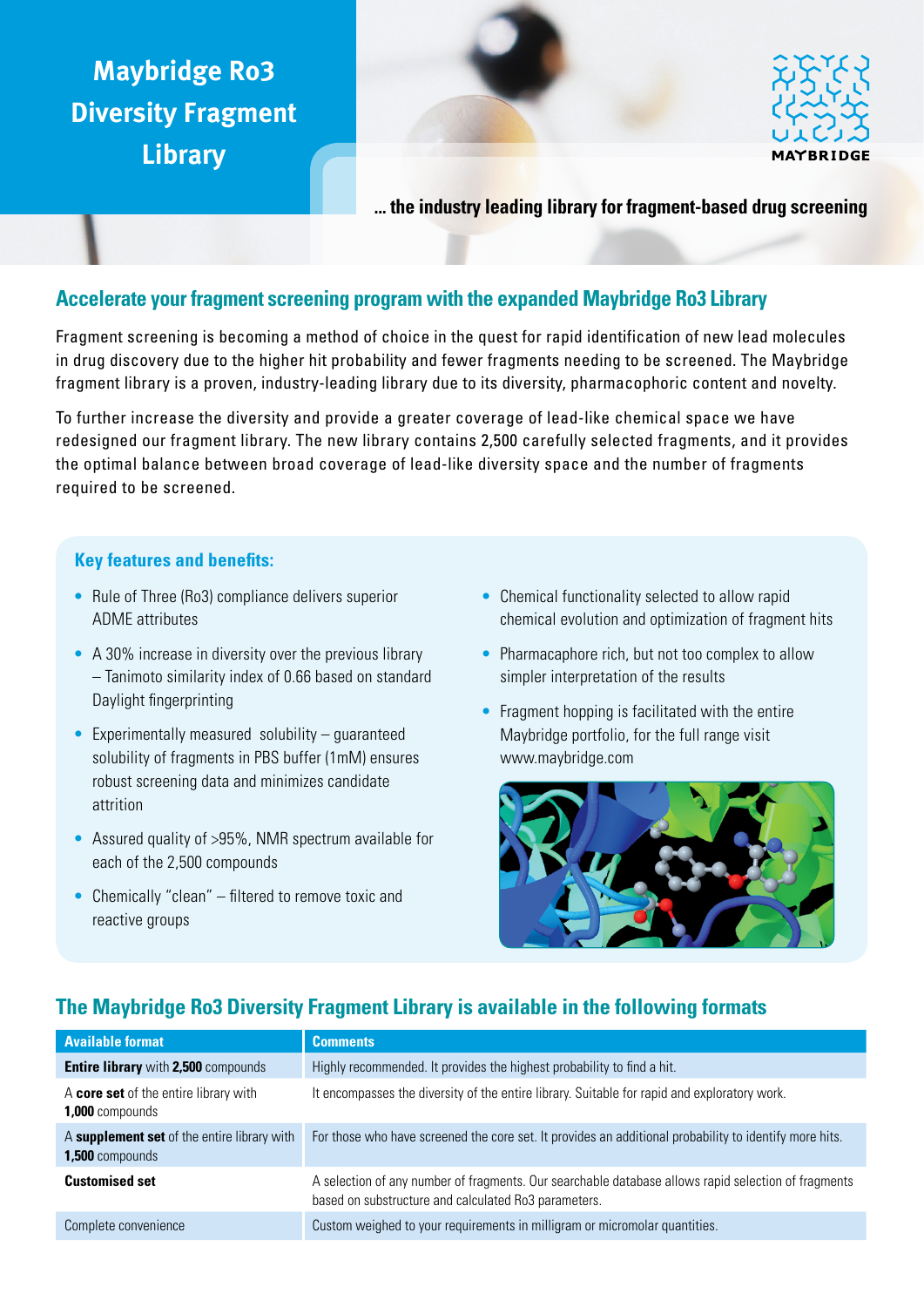# Maybridge Ro3 Diversity Fragment Library

MAYBRIDGE

**... the industry leading library for fragment-based drug screening**

## Accelerate your fragment screening program with the expanded Maybridge Ro3 Library

Fragment screening is becoming a method of choice in the quest for rapid identification of new lead molecules in drug discovery due to the higher hit probability and fewer fragments needing to be screened. The Maybridge fragment library is a proven, industry-leading library due to its diversity, pharmacophoric content and novelty.

To further increase the diversity and provide a greater coverage of lead-like chemical space we have redesigned our fragment library. The new library contains 2,500 carefully selected fragments, and it provides the optimal balance between broad coverage of lead-like diversity space and the number of fragments required to be screened.

### Key features and benefits:

- Rule of Three (Ro3) compliance delivers superior ADME attributes
- A 30% increase in diversity over the previous library – Tanimoto similarity index of 0.66 based on standard Daylight fingerprinting
- Experimentally measured solubility – guaranteed solubility of fragments in PBS buffer (1mM) ensures robust screening data and minimizes candidate attrition
- Assured quality of >95%, NMR spectrum available for each of the 2,500 compounds
- Chemically "clean" – filtered to remove toxic and reactive groups
- Chemical functionality selected to allow rapid chemical evolution and optimization of fragment hits
- Pharmacaphore rich, but not too complex to allow simpler interpretation of the results
- Fragment hopping is facilitated with the entire Maybridge portfolio, for the full range visit www.maybridge.com

## The Maybridge Ro3 Diversity Fragment Library is available in the following formats

| Available format | Comments |
| --- | --- |
| **Entire library** with **2,500** compounds | Highly recommended. It provides the highest probability to find a hit. |
| A **core set** of the entire library with **1,000** compounds | It encompasses the diversity of the entire library. Suitable for rapid and exploratory work. |
| A **supplement set** of the entire library with **1,500** compounds | For those who have screened the core set. It provides an additional probability to identify more hits. |
| **Customised set** | A selection of any number of fragments. Our searchable database allows rapid selection of fragments based on substructure and calculated Ro3 parameters. |
| Complete convenience | Custom weighed to your requirements in milligram or micromolar quantities. |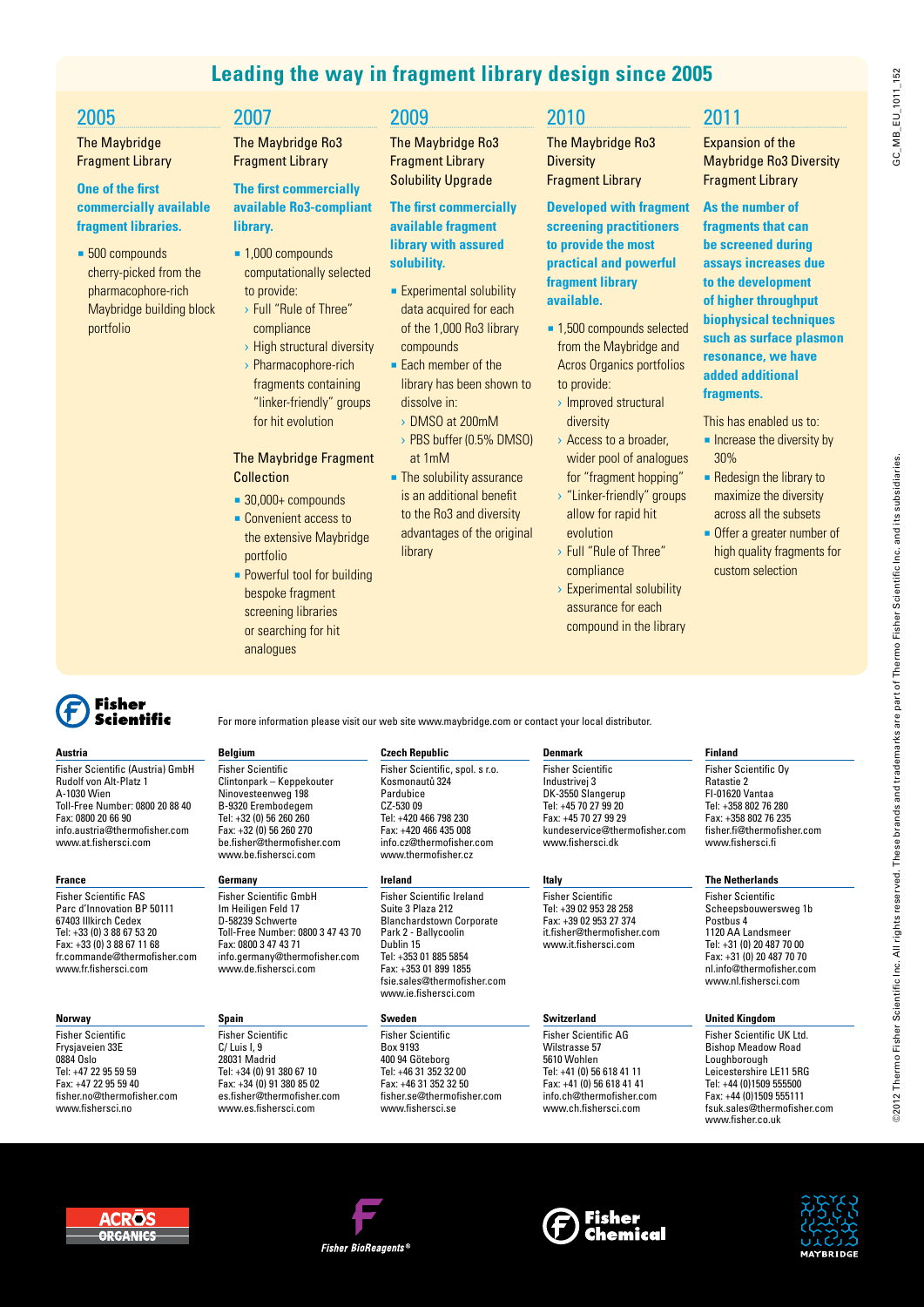## Leading the way in fragment library design since 2005

### 2005

The Maybridge Fragment Library

**One of the first commercially available fragment libraries.**

- 500 compounds cherry-picked from the pharmacophore-rich Maybridge building block portfolio

### 2007

The Maybridge Ro3 Fragment Library

**The first commercially available Ro3-compliant library.**

- 1,000 compounds computationally selected to provide:
  - Full "Rule of Three" compliance
  - High structural diversity
  - Pharmacophore-rich fragments containing "linker-friendly" groups for hit evolution

The Maybridge Fragment Collection

- 30,000+ compounds
- Convenient access to the extensive Maybridge portfolio
- Powerful tool for building bespoke fragment screening libraries or searching for hit analogues

### 2009

The Maybridge Ro3 Fragment Library Solubility Upgrade

**The first commercially available fragment library with assured solubility.**

- Experimental solubility data acquired for each of the 1,000 Ro3 library compounds
- Each member of the library has been shown to dissolve in:
  - DMSO at 200mM
  - PBS buffer (0.5% DMSO) at 1mM
- The solubility assurance is an additional benefit to the Ro3 and diversity advantages of the original library

### 2010

The Maybridge Ro3 Diversity Fragment Library

**Developed with fragment screening practitioners to provide the most practical and powerful fragment library available.**

- 1,500 compounds selected from the Maybridge and Acros Organics portfolios to provide:
  - Improved structural diversity
  - Access to a broader, wider pool of analogues for "fragment hopping"
  - "Linker-friendly" groups allow for rapid hit evolution
  - Full "Rule of Three" compliance
  - Experimental solubility assurance for each compound in the library

### 2011

Expansion of the Maybridge Ro3 Diversity Fragment Library

**As the number of fragments that can be screened during assays increases due to the development of higher throughput biophysical techniques such as surface plasmon resonance, we have added additional fragments.**

This has enabled us to:

- Increase the diversity by 30%
- Redesign the library to maximize the diversity across all the subsets
- Offer a greater number of high quality fragments for custom selection

Fisher Scientific

For more information please visit our web site www.maybridge.com or contact your local distributor.

**Austria**
Fisher Scientific (Austria) GmbH
Rudolf von Alt-Platz 1
A-1030 Wien
Toll-Free Number: 0800 20 88 40
Fax: 0800 20 66 90
info.austria@thermofisher.com
www.at.fishersci.com

**Belgium**
Fisher Scientific
Clintonpark – Keppekouter
Ninovesteenweg 198
B-9320 Erembodegem
Tel: +32 (0) 56 260 260
Fax: +32 (0) 56 260 270
be.fisher@thermofisher.com
www.be.fishersci.com

**Czech Republic**
Fisher Scientific, spol. s r.o.
Kosmonautů 324
Pardubice
CZ-530 09
Tel: +420 466 798 230
Fax: +420 466 435 008
info.cz@thermofisher.com
www.thermofisher.cz

**Denmark**
Fisher Scientific
Industrivej 3
DK-3550 Slangerup
Tel: +45 70 27 99 20
Fax: +45 70 27 99 29
kundeservice@thermofisher.com
www.fishersci.dk

**Finland**
Fisher Scientific Oy
Ratastie 2
FI-01620 Vantaa
Tel: +358 802 76 280
Fax: +358 802 76 235
fisher.fi@thermofisher.com
www.fishersci.fi

**France**
Fisher Scientific FAS
Parc d'Innovation BP 50111
67403 Illkirch Cedex
Tel: +33 (0) 3 88 67 53 20
Fax: +33 (0) 3 88 67 11 68
fr.commande@thermofisher.com
www.fr.fishersci.com

**Germany**
Fisher Scientific GmbH
Im Heiligen Feld 17
D-58239 Schwerte
Toll-Free Number: 0800 3 47 43 70
Fax: 0800 3 47 43 71
info.germany@thermofisher.com
www.de.fishersci.com

**Ireland**
Fisher Scientific Ireland
Suite 3 Plaza 212
Blanchardstown Corporate
Park 2 - Ballycoolin
Dublin 15
Tel: +353 01 885 5854
Fax: +353 01 899 1855
fsie.sales@thermofisher.com
www.ie.fishersci.com

**Italy**
Fisher Scientific
Tel: +39 02 953 28 258
Fax: +39 02 953 27 374
it.fisher@thermofisher.com
www.it.fishersci.com

**The Netherlands**
Fisher Scientific
Scheepsbouwersweg 1b
Postbus 4
1120 AA Landsmeer
Tel: +31 (0) 20 487 70 00
Fax: +31 (0) 20 487 70 70
nl.info@thermofisher.com
www.nl.fishersci.com

**Norway**
Fisher Scientific
Frysjaveien 33E
0884 Oslo
Tel: +47 22 95 59 59
Fax: +47 22 95 59 40
fisher.no@thermofisher.com
www.fishersci.no

**Spain**
Fisher Scientific
C/ Luis I, 9
28031 Madrid
Tel: +34 (0) 91 380 67 10
Fax: +34 (0) 91 380 85 02
es.fisher@thermofisher.com
www.es.fishersci.com

**Sweden**
Fisher Scientific
Box 9193
400 94 Göteborg
Tel: +46 31 352 32 00
Fax: +46 31 352 32 50
fisher.se@thermofisher.com
www.fishersci.se

**Switzerland**
Fisher Scientific AG
Wilstrasse 57
5610 Wohlen
Tel: +41 (0) 56 618 41 11
Fax: +41 (0) 56 618 41 41
info.ch@thermofisher.com
www.ch.fishersci.com

**United Kingdom**
Fisher Scientific UK Ltd.
Bishop Meadow Road
Loughborough
Leicestershire LE11 5RG
Tel: +44 (0)1509 555500
Fax: +44 (0)1509 555111
fsuk.sales@thermofisher.com
www.fisher.co.uk

©2012 Thermo Fisher Scientific Inc. All rights reserved. These brands and trademarks are part of Thermo Fisher Scientific Inc. and its subsidiaries.

GC_MB_EU_1011_152

ACROS ORGANICS | Fisher BioReagents® | Fisher Chemical | MAYBRIDGE